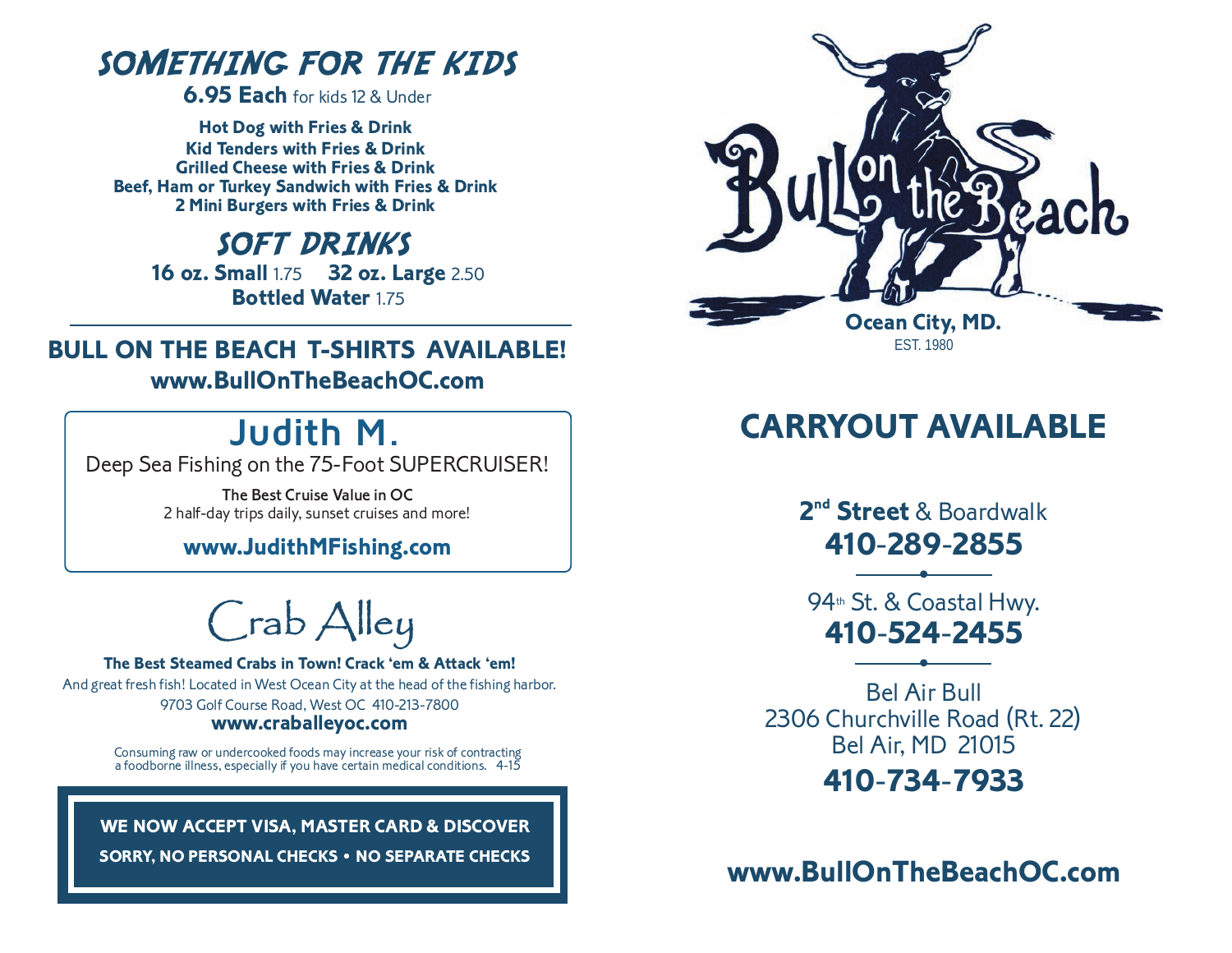## SOMETHING FOR THE KIDS

**6.95 Each** for kids 12 & Under

**Hot Dog with Fries & Drink**
**Kid Tenders with Fries & Drink**
**Grilled Cheese with Fries & Drink**
**Beef, Ham or Turkey Sandwich with Fries & Drink**
**2 Mini Burgers with Fries & Drink**

## SOFT DRINKS

**16 oz. Small** 1.75 **32 oz. Large** 2.50
**Bottled Water** 1.75

---

**BULL ON THE BEACH T-SHIRTS AVAILABLE!**
**www.BullOnTheBeachOC.com**

## Judith M.

Deep Sea Fishing on the 75-Foot SUPERCRUISER!

**The Best Cruise Value in OC**
2 half-day trips daily, sunset cruises and more!

**www.JudithMFishing.com**

## Crab Alley

**The Best Steamed Crabs in Town! Crack 'em & Attack 'em!**
And great fresh fish! Located in West Ocean City at the head of the fishing harbor.
9703 Golf Course Road, West OC 410-213-7800
**www.craballeyoc.com**

Consuming raw or undercooked foods may increase your risk of contracting a foodborne illness, especially if you have certain medical conditions. 4-15

**WE NOW ACCEPT VISA, MASTER CARD & DISCOVER**
**SORRY, NO PERSONAL CHECKS • NO SEPARATE CHECKS**

# Bull on the Beach

**Ocean City, MD.**
EST. 1980

## CARRYOUT AVAILABLE

**2nd Street** & Boardwalk
**410-289-2855**

94th St. & Coastal Hwy.
**410-524-2455**

Bel Air Bull
2306 Churchville Road (Rt. 22)
Bel Air, MD 21015
**410-734-7933**

**www.BullOnTheBeachOC.com**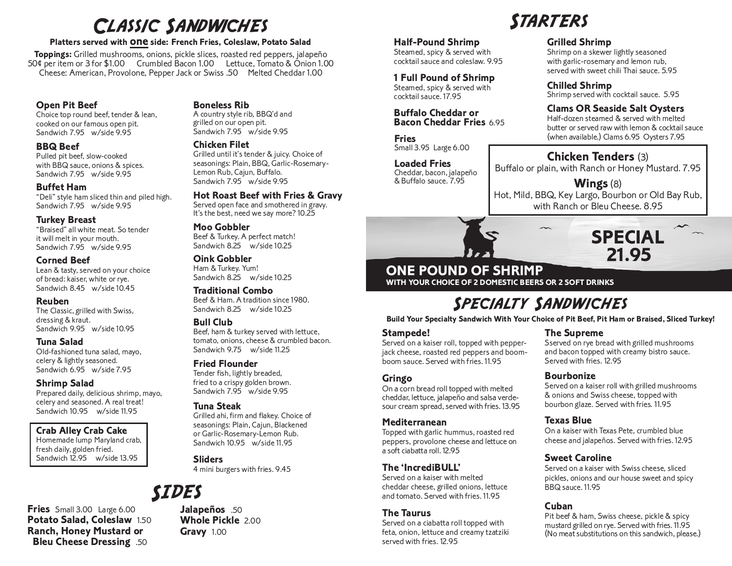# Classic Sandwiches

**Platters served with one side: French Fries, Coleslaw, Potato Salad**

**Toppings:** Grilled mushrooms, onions, pickle slices, roasted red peppers, jalapeño 50¢ per item or 3 for $1.00 Crumbled Bacon 1.00 Lettuce, Tomato & Onion 1.00
Cheese: American, Provolone, Pepper Jack or Swiss .50 Melted Cheddar 1.00

### Open Pit Beef
Choice top round beef, tender & lean, cooked on our famous open pit.
Sandwich 7.95 w/side 9.95

### BBQ Beef
Pulled pit beef, slow-cooked with BBQ sauce, onions & spices.
Sandwich 7.95 w/side 9.95

### Buffet Ham
"Deli" style ham sliced thin and piled high.
Sandwich 7.95 w/side 9.95

### Turkey Breast
"Braised" all white meat. So tender it will melt in your mouth.
Sandwich 7.95 w/side 9.95

### Corned Beef
Lean & tasty, served on your choice of bread: kaiser, white or rye.
Sandwich 8.45 w/side 10.45

### Reuben
The Classic, grilled with Swiss, dressing & kraut.
Sandwich 9.95 w/side 10.95

### Tuna Salad
Old-fashioned tuna salad, mayo, celery & lightly seasoned.
Sandwich 6.95 w/side 7.95

### Shrimp Salad
Prepared daily, delicious shrimp, mayo, celery and seasoned. A real treat!
Sandwich 10.95 w/side 11.95

### Crab Alley Crab Cake
Homemade lump Maryland crab, fresh daily, golden fried.
Sandwich 12.95 w/side 13.95

### Boneless Rib
A country style rib, BBQ'd and grilled on our open pit.
Sandwich 7.95 w/side 9.95

### Chicken Filet
Grilled until it's tender & juicy. Choice of seasonings: Plain, BBQ, Garlic-Rosemary-Lemon Rub, Cajun, Buffalo.
Sandwich 7.95 w/side 9.95

### Hot Roast Beef with Fries & Gravy
Served open face and smothered in gravy. It's the best, need we say more? 10.25

### Moo Gobbler
Beef & Turkey. A perfect match!
Sandwich 8.25 w/side 10.25

### Oink Gobbler
Ham & Turkey. Yum!
Sandwich 8.25 w/side 10.25

### Traditional Combo
Beef & Ham. A tradition since 1980.
Sandwich 8.25 w/side 10.25

### Bull Club
Beef, ham & turkey served with lettuce, tomato, onions, cheese & crumbled bacon.
Sandwich 9.75 w/side 11.25

### Fried Flounder
Tender fish, lightly breaded, fried to a crispy golden brown.
Sandwich 7.95 w/side 9.95

### Tuna Steak
Grilled ahi, firm and flakey. Choice of seasonings: Plain, Cajun, Blackened or Garlic-Rosemary-Lemon Rub.
Sandwich 10.95 w/side 11.95

### Sliders
4 mini burgers with fries. 9.45

# Sides

**Fries** Small 3.00 Large 6.00
**Potato Salad, Coleslaw** 1.50
**Ranch, Honey Mustard or Bleu Cheese Dressing** .50
**Jalapeños** .50
**Whole Pickle** 2.00
**Gravy** 1.00

# Starters

### Half-Pound Shrimp
Steamed, spicy & served with cocktail sauce and coleslaw. 9.95

### 1 Full Pound of Shrimp
Steamed, spicy & served with cocktail sauce. 17.95

### Buffalo Cheddar or Bacon Cheddar Fries 6.95

### Fries
Small 3.95 Large 6.00

### Loaded Fries
Cheddar, bacon, jalapeño & Buffalo sauce. 7.95

### Grilled Shrimp
Shrimp on a skewer lightly seasoned with garlic-rosemary and lemon rub, served with sweet chili Thai sauce. 5.95

### Chilled Shrimp
Shrimp served with cocktail sauce. 5.95

### Clams OR Seaside Salt Oysters
Half-dozen steamed & served with melted butter or served raw with lemon & cocktail sauce (when available.) Clams 6.95 Oysters 7.95

### Chicken Tenders (3)
Buffalo or plain, with Ranch or Honey Mustard. 7.95

### Wings (8)
Hot, Mild, BBQ, Key Largo, Bourbon or Old Bay Rub, with Ranch or Bleu Cheese. 8.95

**SPECIAL 21.95**
**ONE POUND OF SHRIMP**
**WITH YOUR CHOICE OF 2 DOMESTIC BEERS OR 2 SOFT DRINKS**

# Specialty Sandwiches

**Build Your Specialty Sandwich With Your Choice of Pit Beef, Pit Ham or Braised, Sliced Turkey!**

### Stampede!
Served on a kaiser roll, topped with pepper-jack cheese, roasted red peppers and boom-boom sauce. Served with fries. 11.95

### Gringo
On a corn bread roll topped with melted cheddar, lettuce, jalapeño and salsa verde-sour cream spread, served with fries. 13.95

### Mediterranean
Topped with garlic hummus, roasted red peppers, provolone cheese and lettuce on a soft ciabatta roll. 12.95

### The 'IncrediBULL'
Served on a kaiser with melted cheddar cheese, grilled onions, lettuce and tomato. Served with fries. 11.95

### The Taurus
Served on a ciabatta roll topped with feta, onion, lettuce and creamy tzatziki served with fries. 12.95

### The Supreme
Sserved on rye bread with grilled mushrooms and bacon topped with creamy bistro sauce. Served with fries. 12.95

### Bourbonize
Served on a kaiser roll with grilled mushrooms & onions and Swiss cheese, topped with bourbon glaze. Served with fries. 11.95

### Texas Blue
On a kaiser with Texas Pete, crumbled blue cheese and jalapeños. Served with fries. 12.95

### Sweet Caroline
Served on a kaiser with Swiss cheese, sliced pickles, onions and our house sweet and spicy BBQ sauce. 11.95

### Cuban
Pit beef & ham, Swiss cheese, pickle & spicy mustard grilled on rye. Served with fries. 11.95
(No meat substitutions on this sandwich, please.)